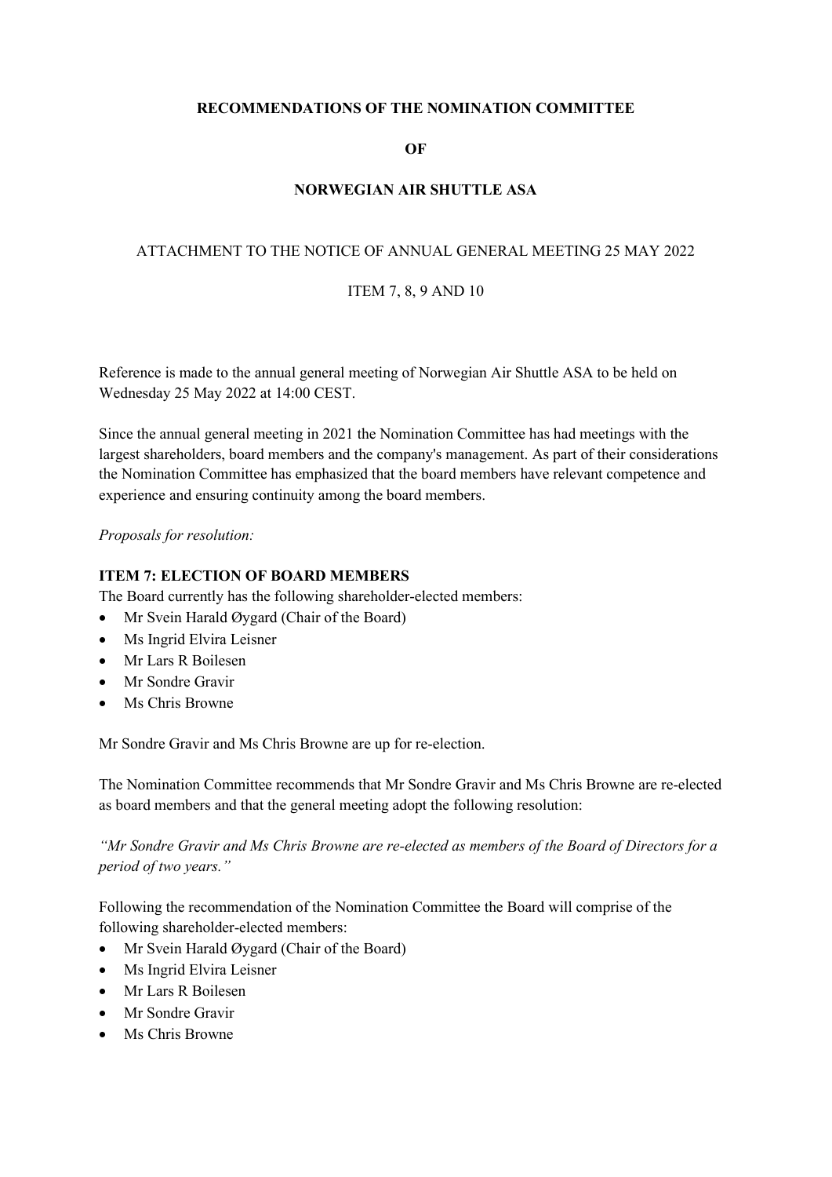**RECOMMENDATIONS OF THE NOMINATION COMMITTEE**

**OF**

**NORWEGIAN AIR SHUTTLE ASA**

ATTACHMENT TO THE NOTICE OF ANNUAL GENERAL MEETING 25 MAY 2022

ITEM 7, 8, 9 AND 10

Reference is made to the annual general meeting of Norwegian Air Shuttle ASA to be held on Wednesday 25 May 2022 at 14:00 CEST.

Since the annual general meeting in 2021 the Nomination Committee has had meetings with the largest shareholders, board members and the company's management. As part of their considerations the Nomination Committee has emphasized that the board members have relevant competence and experience and ensuring continuity among the board members.

*Proposals for resolution:*

**ITEM 7: ELECTION OF BOARD MEMBERS**

The Board currently has the following shareholder-elected members:

- Mr Svein Harald Øygard (Chair of the Board)
- Ms Ingrid Elvira Leisner
- Mr Lars R Boilesen
- Mr Sondre Gravir
- Ms Chris Browne

Mr Sondre Gravir and Ms Chris Browne are up for re-election.

The Nomination Committee recommends that Mr Sondre Gravir and Ms Chris Browne are re-elected as board members and that the general meeting adopt the following resolution:

*"Mr Sondre Gravir and Ms Chris Browne are re-elected as members of the Board of Directors for a period of two years."*

Following the recommendation of the Nomination Committee the Board will comprise of the following shareholder-elected members:

- Mr Svein Harald Øygard (Chair of the Board)
- Ms Ingrid Elvira Leisner
- Mr Lars R Boilesen
- Mr Sondre Gravir
- Ms Chris Browne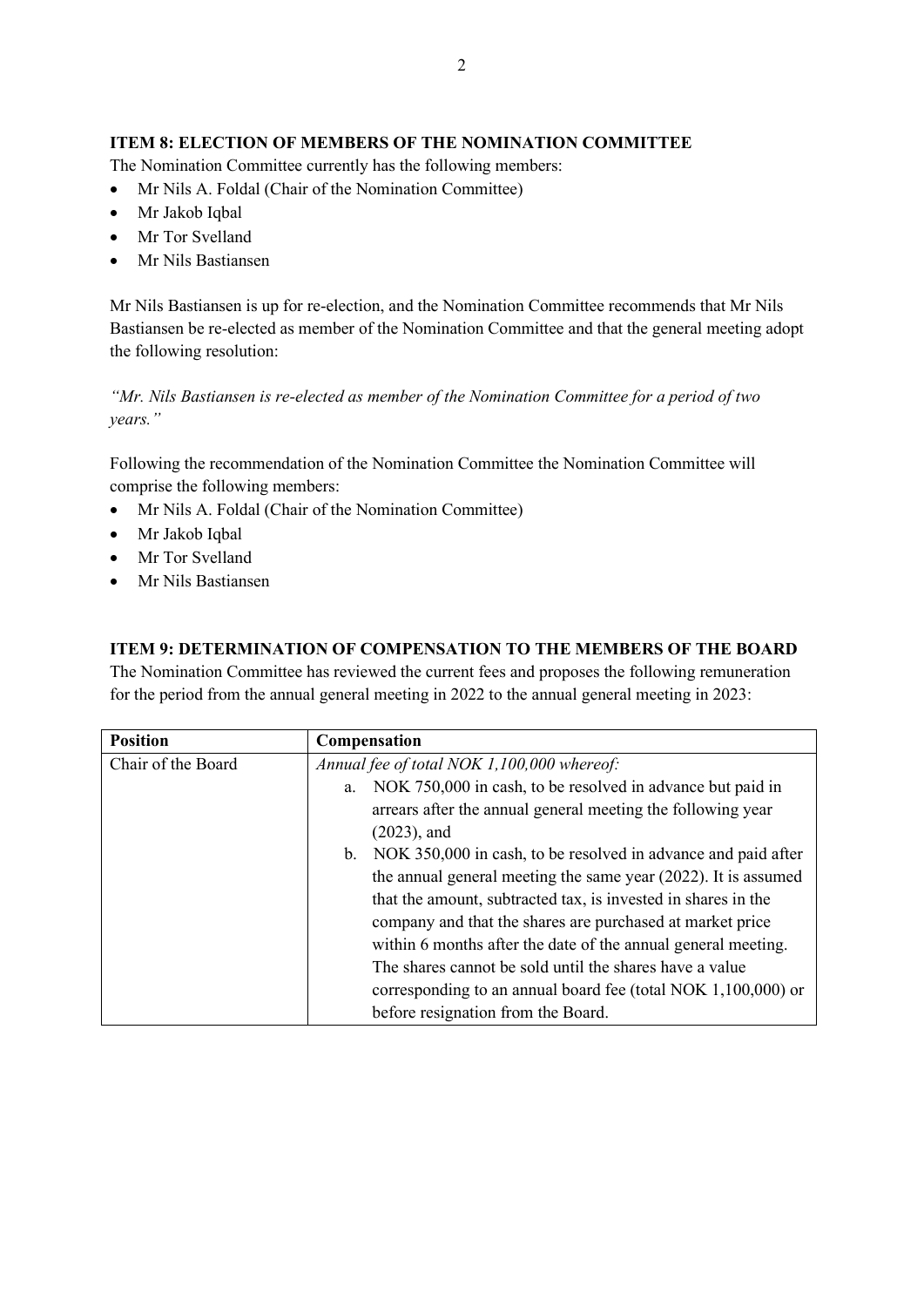### ITEM 8: ELECTION OF MEMBERS OF THE NOMINATION COMMITTEE

The Nomination Committee currently has the following members:

- Mr Nils A. Foldal (Chair of the Nomination Committee)
- Mr Jakob Iqbal
- Mr Tor Svelland
- Mr Nils Bastiansen

Mr Nils Bastiansen is up for re-election, and the Nomination Committee recommends that Mr Nils Bastiansen be re-elected as member of the Nomination Committee and that the general meeting adopt the following resolution:

*"Mr. Nils Bastiansen is re-elected as member of the Nomination Committee for a period of two years."*

Following the recommendation of the Nomination Committee the Nomination Committee will comprise the following members:

- Mr Nils A. Foldal (Chair of the Nomination Committee)
- Mr Jakob Iqbal
- Mr Tor Svelland
- Mr Nils Bastiansen

### ITEM 9: DETERMINATION OF COMPENSATION TO THE MEMBERS OF THE BOARD

The Nomination Committee has reviewed the current fees and proposes the following remuneration for the period from the annual general meeting in 2022 to the annual general meeting in 2023:

| Position | Compensation |
|---|---|
| Chair of the Board | *Annual fee of total NOK 1,100,000 whereof:*<br>a. NOK 750,000 in cash, to be resolved in advance but paid in arrears after the annual general meeting the following year (2023), and<br>b. NOK 350,000 in cash, to be resolved in advance and paid after the annual general meeting the same year (2022). It is assumed that the amount, subtracted tax, is invested in shares in the company and that the shares are purchased at market price within 6 months after the date of the annual general meeting. The shares cannot be sold until the shares have a value corresponding to an annual board fee (total NOK 1,100,000) or before resignation from the Board. |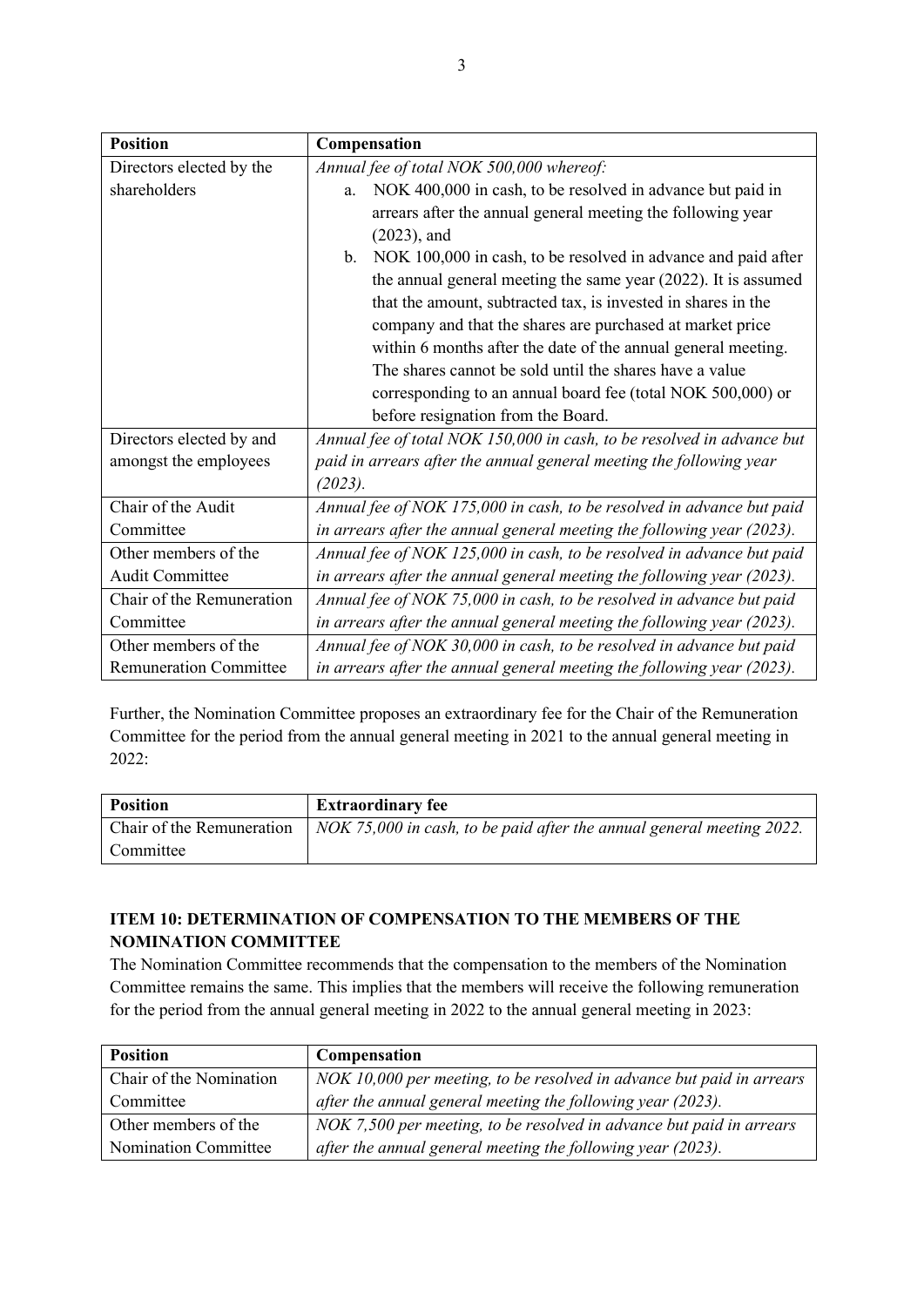| **Position** | **Compensation** |
|---|---|
| Directors elected by the shareholders | *Annual fee of total NOK 500,000 whereof:*<br>a. NOK 400,000 in cash, to be resolved in advance but paid in arrears after the annual general meeting the following year (2023), and<br>b. NOK 100,000 in cash, to be resolved in advance and paid after the annual general meeting the same year (2022). It is assumed that the amount, subtracted tax, is invested in shares in the company and that the shares are purchased at market price within 6 months after the date of the annual general meeting. The shares cannot be sold until the shares have a value corresponding to an annual board fee (total NOK 500,000) or before resignation from the Board. |
| Directors elected by and amongst the employees | *Annual fee of total NOK 150,000 in cash, to be resolved in advance but paid in arrears after the annual general meeting the following year (2023).* |
| Chair of the Audit Committee | *Annual fee of NOK 175,000 in cash, to be resolved in advance but paid in arrears after the annual general meeting the following year (2023).* |
| Other members of the Audit Committee | *Annual fee of NOK 125,000 in cash, to be resolved in advance but paid in arrears after the annual general meeting the following year (2023).* |
| Chair of the Remuneration Committee | *Annual fee of NOK 75,000 in cash, to be resolved in advance but paid in arrears after the annual general meeting the following year (2023).* |
| Other members of the Remuneration Committee | *Annual fee of NOK 30,000 in cash, to be resolved in advance but paid in arrears after the annual general meeting the following year (2023).* |

Further, the Nomination Committee proposes an extraordinary fee for the Chair of the Remuneration Committee for the period from the annual general meeting in 2021 to the annual general meeting in 2022:

| **Position** | **Extraordinary fee** |
|---|---|
| Chair of the Remuneration Committee | *NOK 75,000 in cash, to be paid after the annual general meeting 2022.* |

## ITEM 10: DETERMINATION OF COMPENSATION TO THE MEMBERS OF THE NOMINATION COMMITTEE

The Nomination Committee recommends that the compensation to the members of the Nomination Committee remains the same. This implies that the members will receive the following remuneration for the period from the annual general meeting in 2022 to the annual general meeting in 2023:

| **Position** | **Compensation** |
|---|---|
| Chair of the Nomination Committee | *NOK 10,000 per meeting, to be resolved in advance but paid in arrears after the annual general meeting the following year (2023).* |
| Other members of the Nomination Committee | *NOK 7,500 per meeting, to be resolved in advance but paid in arrears after the annual general meeting the following year (2023).* |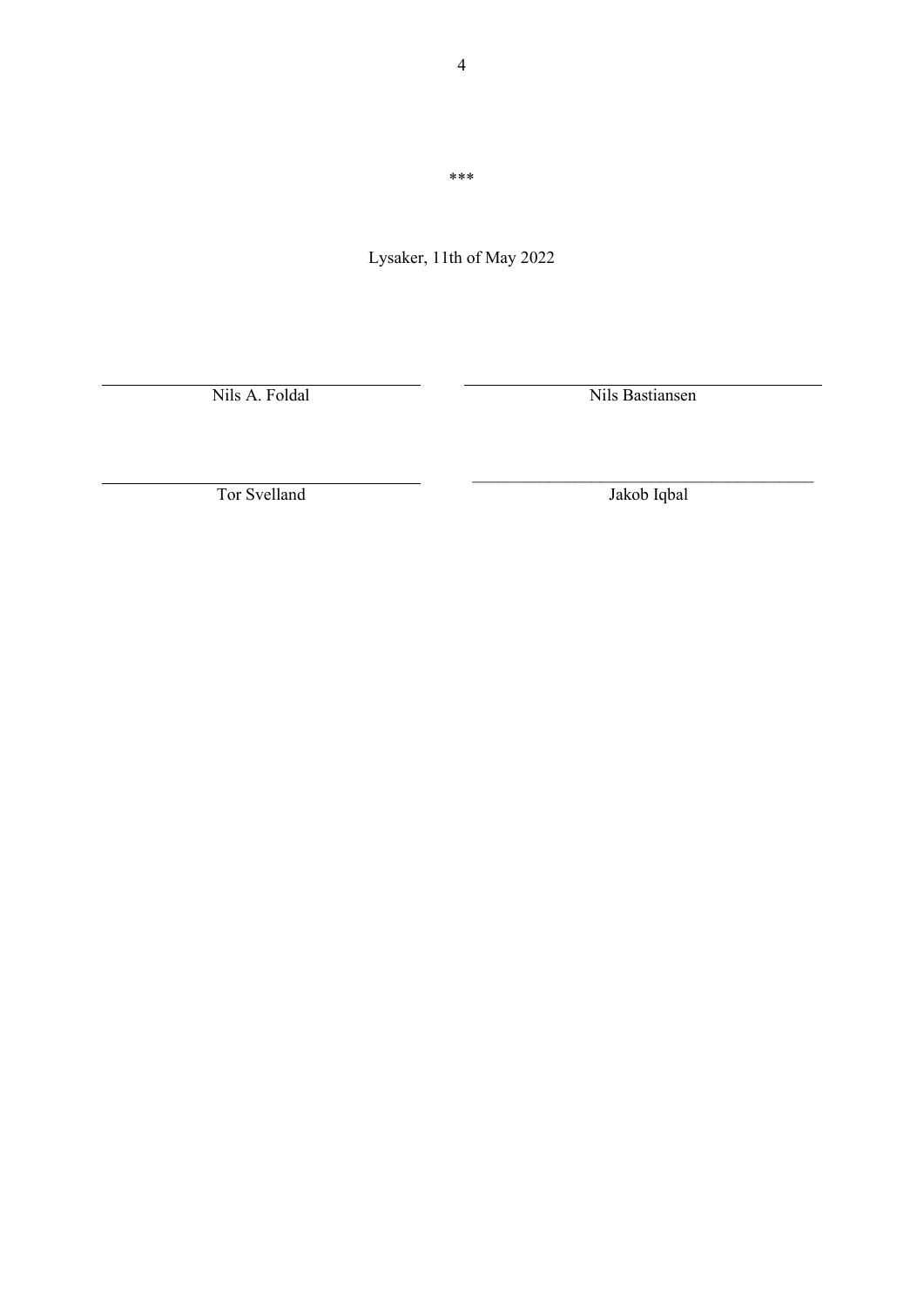\*\*\*

Lysaker, 11th of May 2022

| | |
|---|---|
| \_\_\_\_\_\_\_\_\_\_\_\_\_\_\_\_\_\_\_\_\_\_\_\_\_\_\_\_\_\_ | \_\_\_\_\_\_\_\_\_\_\_\_\_\_\_\_\_\_\_\_\_\_\_\_\_\_\_\_\_\_ |
| Nils A. Foldal | Nils Bastiansen |
| \_\_\_\_\_\_\_\_\_\_\_\_\_\_\_\_\_\_\_\_\_\_\_\_\_\_\_\_\_\_ | \_\_\_\_\_\_\_\_\_\_\_\_\_\_\_\_\_\_\_\_\_\_\_\_\_\_\_\_\_\_ |
| Tor Svelland | Jakob Iqbal |